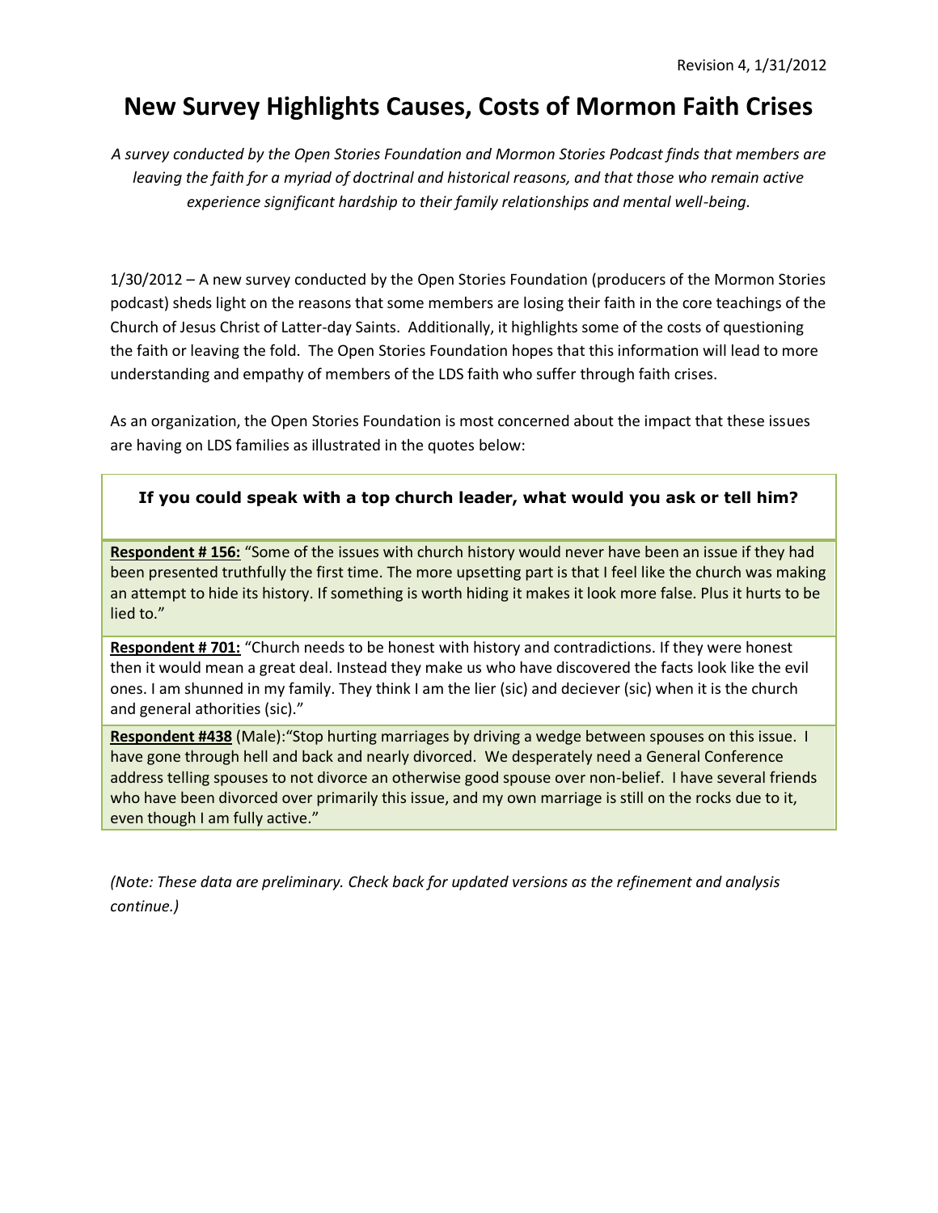Revision 4, 1/31/2012

# New Survey Highlights Causes, Costs of Mormon Faith Crises

*A survey conducted by the Open Stories Foundation and Mormon Stories Podcast finds that members are leaving the faith for a myriad of doctrinal and historical reasons, and that those who remain active experience significant hardship to their family relationships and mental well-being.*

1/30/2012 – A new survey conducted by the Open Stories Foundation (producers of the Mormon Stories podcast) sheds light on the reasons that some members are losing their faith in the core teachings of the Church of Jesus Christ of Latter-day Saints. Additionally, it highlights some of the costs of questioning the faith or leaving the fold. The Open Stories Foundation hopes that this information will lead to more understanding and empathy of members of the LDS faith who suffer through faith crises.

As an organization, the Open Stories Foundation is most concerned about the impact that these issues are having on LDS families as illustrated in the quotes below:

| **If you could speak with a top church leader, what would you ask or tell him?** |
|---|
| **Respondent # 156:** "Some of the issues with church history would never have been an issue if they had been presented truthfully the first time. The more upsetting part is that I feel like the church was making an attempt to hide its history. If something is worth hiding it makes it look more false. Plus it hurts to be lied to." |
| **Respondent # 701:** "Church needs to be honest with history and contradictions. If they were honest then it would mean a great deal. Instead they make us who have discovered the facts look like the evil ones. I am shunned in my family. They think I am the lier (sic) and deciever (sic) when it is the church and general athorities (sic)." |
| **Respondent #438** (Male):"Stop hurting marriages by driving a wedge between spouses on this issue. I have gone through hell and back and nearly divorced. We desperately need a General Conference address telling spouses to not divorce an otherwise good spouse over non-belief. I have several friends who have been divorced over primarily this issue, and my own marriage is still on the rocks due to it, even though I am fully active." |

*(Note: These data are preliminary. Check back for updated versions as the refinement and analysis continue.)*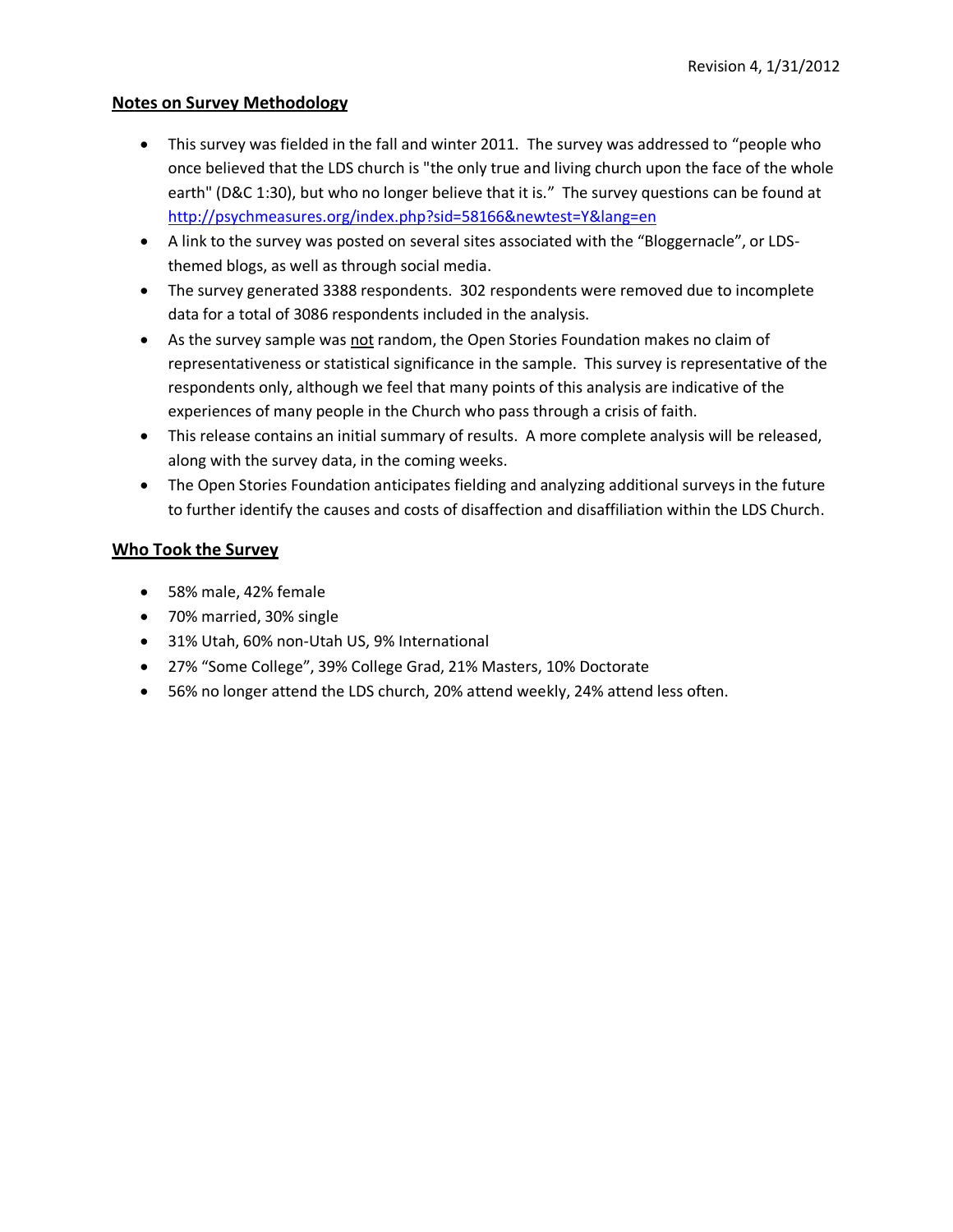Revision 4, 1/31/2012

## Notes on Survey Methodology

- This survey was fielded in the fall and winter 2011. The survey was addressed to "people who once believed that the LDS church is "the only true and living church upon the face of the whole earth" (D&C 1:30), but who no longer believe that it is." The survey questions can be found at [http://psychmeasures.org/index.php?sid=58166&newtest=Y&lang=en](http://psychmeasures.org/index.php?sid=58166&newtest=Y&lang=en)
- A link to the survey was posted on several sites associated with the "Bloggernacle", or LDS-themed blogs, as well as through social media.
- The survey generated 3388 respondents. 302 respondents were removed due to incomplete data for a total of 3086 respondents included in the analysis.
- As the survey sample was not random, the Open Stories Foundation makes no claim of representativeness or statistical significance in the sample. This survey is representative of the respondents only, although we feel that many points of this analysis are indicative of the experiences of many people in the Church who pass through a crisis of faith.
- This release contains an initial summary of results. A more complete analysis will be released, along with the survey data, in the coming weeks.
- The Open Stories Foundation anticipates fielding and analyzing additional surveys in the future to further identify the causes and costs of disaffection and disaffiliation within the LDS Church.

## Who Took the Survey

- 58% male, 42% female
- 70% married, 30% single
- 31% Utah, 60% non-Utah US, 9% International
- 27% "Some College", 39% College Grad, 21% Masters, 10% Doctorate
- 56% no longer attend the LDS church, 20% attend weekly, 24% attend less often.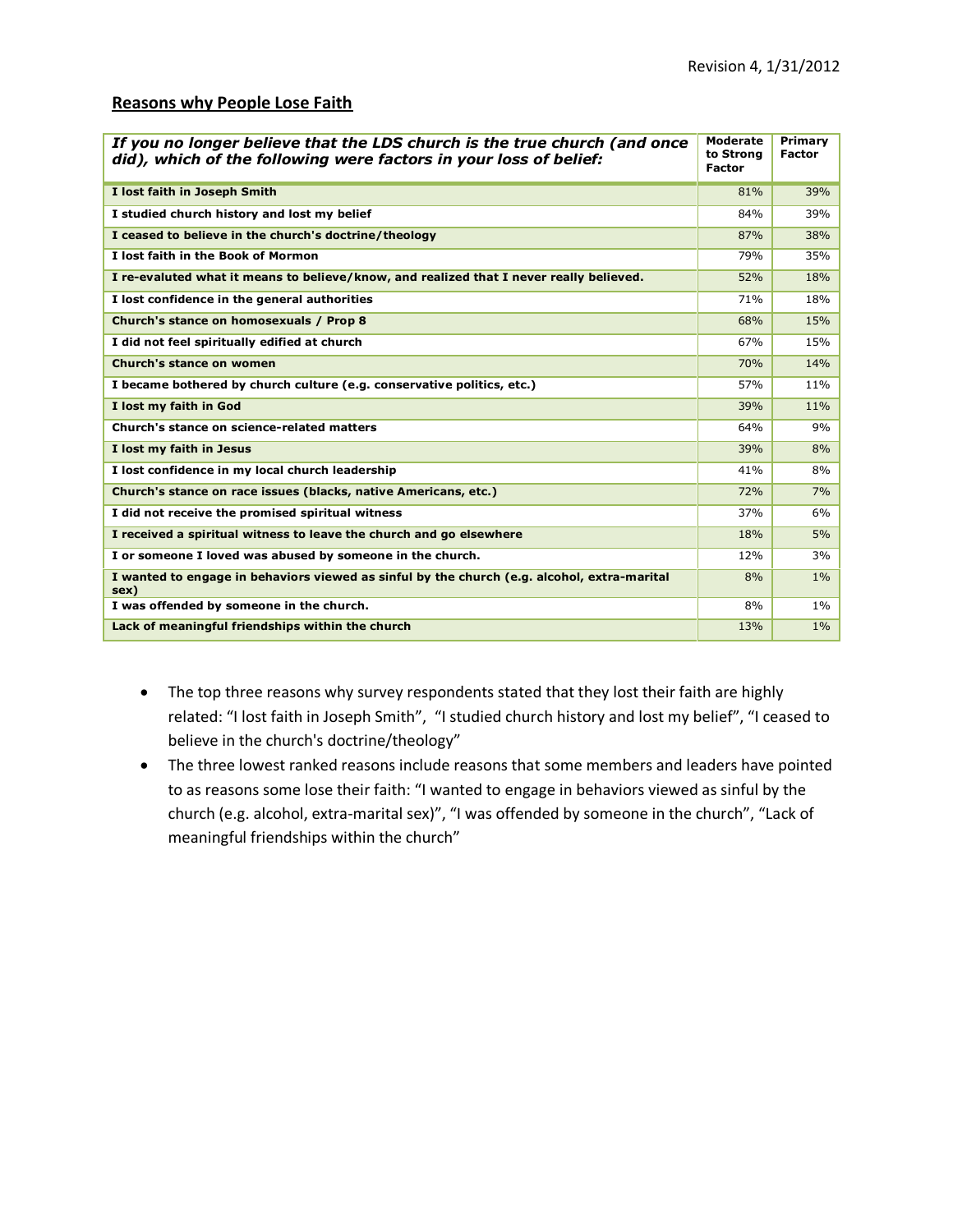## Reasons why People Lose Faith

| *If you no longer believe that the LDS church is the true church (and once did), which of the following were factors in your loss of belief:* | Moderate to Strong Factor | Primary Factor |
|---|---|---|
| **I lost faith in Joseph Smith** | 81% | 39% |
| **I studied church history and lost my belief** | 84% | 39% |
| **I ceased to believe in the church's doctrine/theology** | 87% | 38% |
| **I lost faith in the Book of Mormon** | 79% | 35% |
| **I re-evaluted what it means to believe/know, and realized that I never really believed.** | 52% | 18% |
| **I lost confidence in the general authorities** | 71% | 18% |
| **Church's stance on homosexuals / Prop 8** | 68% | 15% |
| **I did not feel spiritually edified at church** | 67% | 15% |
| **Church's stance on women** | 70% | 14% |
| **I became bothered by church culture (e.g. conservative politics, etc.)** | 57% | 11% |
| **I lost my faith in God** | 39% | 11% |
| **Church's stance on science-related matters** | 64% | 9% |
| **I lost my faith in Jesus** | 39% | 8% |
| **I lost confidence in my local church leadership** | 41% | 8% |
| **Church's stance on race issues (blacks, native Americans, etc.)** | 72% | 7% |
| **I did not receive the promised spiritual witness** | 37% | 6% |
| **I received a spiritual witness to leave the church and go elsewhere** | 18% | 5% |
| **I or someone I loved was abused by someone in the church.** | 12% | 3% |
| **I wanted to engage in behaviors viewed as sinful by the church (e.g. alcohol, extra-marital sex)** | 8% | 1% |
| **I was offended by someone in the church.** | 8% | 1% |
| **Lack of meaningful friendships within the church** | 13% | 1% |

- The top three reasons why survey respondents stated that they lost their faith are highly related: "I lost faith in Joseph Smith", "I studied church history and lost my belief", "I ceased to believe in the church's doctrine/theology"
- The three lowest ranked reasons include reasons that some members and leaders have pointed to as reasons some lose their faith: "I wanted to engage in behaviors viewed as sinful by the church (e.g. alcohol, extra-marital sex)", "I was offended by someone in the church", "Lack of meaningful friendships within the church"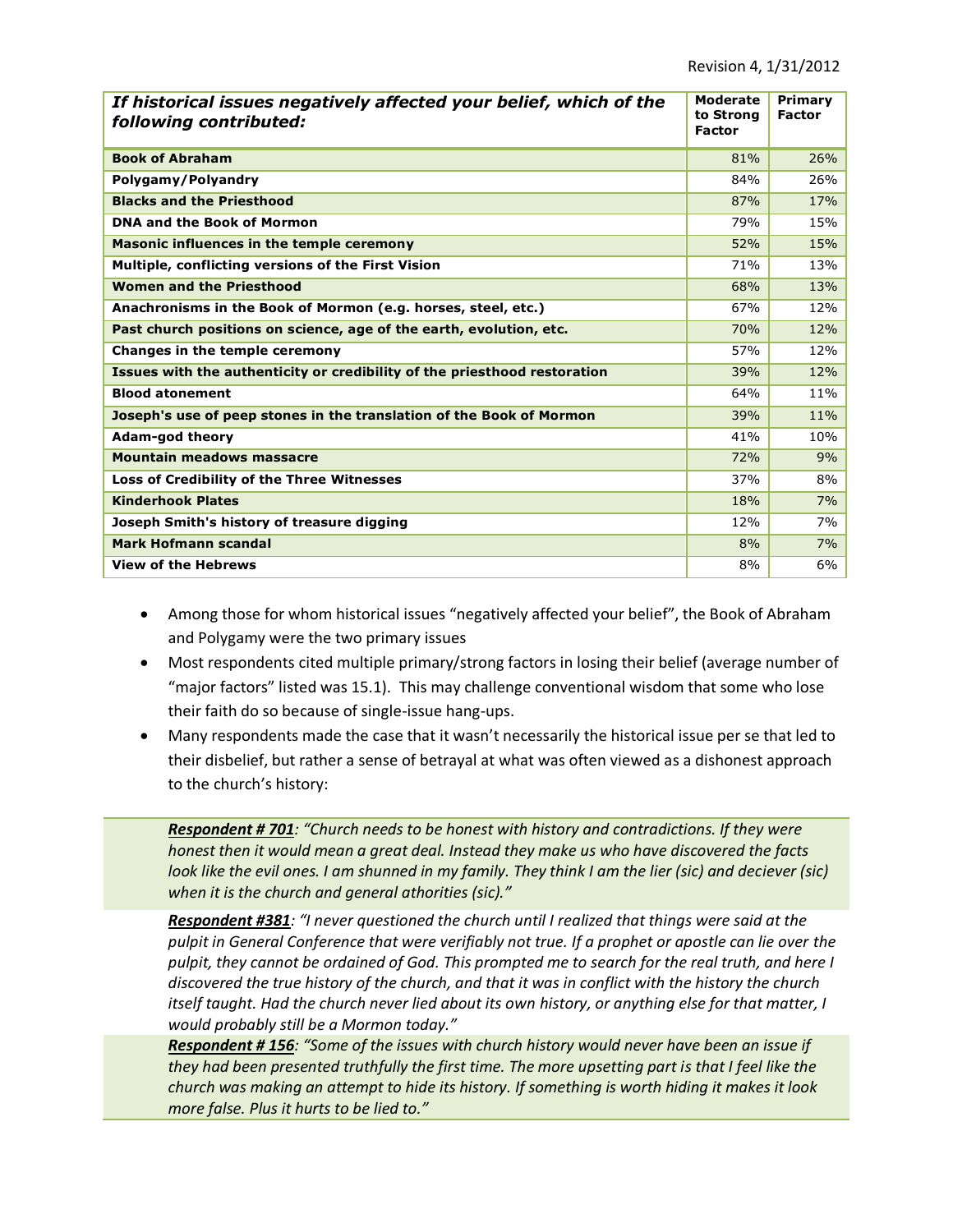| *If historical issues negatively affected your belief, which of the following contributed:* | Moderate to Strong Factor | Primary Factor |
|---|---|---|
| **Book of Abraham** | 81% | 26% |
| **Polygamy/Polyandry** | 84% | 26% |
| **Blacks and the Priesthood** | 87% | 17% |
| **DNA and the Book of Mormon** | 79% | 15% |
| **Masonic influences in the temple ceremony** | 52% | 15% |
| **Multiple, conflicting versions of the First Vision** | 71% | 13% |
| **Women and the Priesthood** | 68% | 13% |
| **Anachronisms in the Book of Mormon (e.g. horses, steel, etc.)** | 67% | 12% |
| **Past church positions on science, age of the earth, evolution, etc.** | 70% | 12% |
| **Changes in the temple ceremony** | 57% | 12% |
| **Issues with the authenticity or credibility of the priesthood restoration** | 39% | 12% |
| **Blood atonement** | 64% | 11% |
| **Joseph's use of peep stones in the translation of the Book of Mormon** | 39% | 11% |
| **Adam-god theory** | 41% | 10% |
| **Mountain meadows massacre** | 72% | 9% |
| **Loss of Credibility of the Three Witnesses** | 37% | 8% |
| **Kinderhook Plates** | 18% | 7% |
| **Joseph Smith's history of treasure digging** | 12% | 7% |
| **Mark Hofmann scandal** | 8% | 7% |
| **View of the Hebrews** | 8% | 6% |

- Among those for whom historical issues "negatively affected your belief", the Book of Abraham and Polygamy were the two primary issues
- Most respondents cited multiple primary/strong factors in losing their belief (average number of "major factors" listed was 15.1). This may challenge conventional wisdom that some who lose their faith do so because of single-issue hang-ups.
- Many respondents made the case that it wasn't necessarily the historical issue per se that led to their disbelief, but rather a sense of betrayal at what was often viewed as a dishonest approach to the church's history:

> ***Respondent # 701**: "Church needs to be honest with history and contradictions. If they were honest then it would mean a great deal. Instead they make us who have discovered the facts look like the evil ones. I am shunned in my family. They think I am the lier (sic) and deciever (sic) when it is the church and general athorities (sic)."*

> ***Respondent #381**: "I never questioned the church until I realized that things were said at the pulpit in General Conference that were verifiably not true. If a prophet or apostle can lie over the pulpit, they cannot be ordained of God. This prompted me to search for the real truth, and here I discovered the true history of the church, and that it was in conflict with the history the church itself taught. Had the church never lied about its own history, or anything else for that matter, I would probably still be a Mormon today."*

> ***Respondent # 156**: "Some of the issues with church history would never have been an issue if they had been presented truthfully the first time. The more upsetting part is that I feel like the church was making an attempt to hide its history. If something is worth hiding it makes it look more false. Plus it hurts to be lied to."*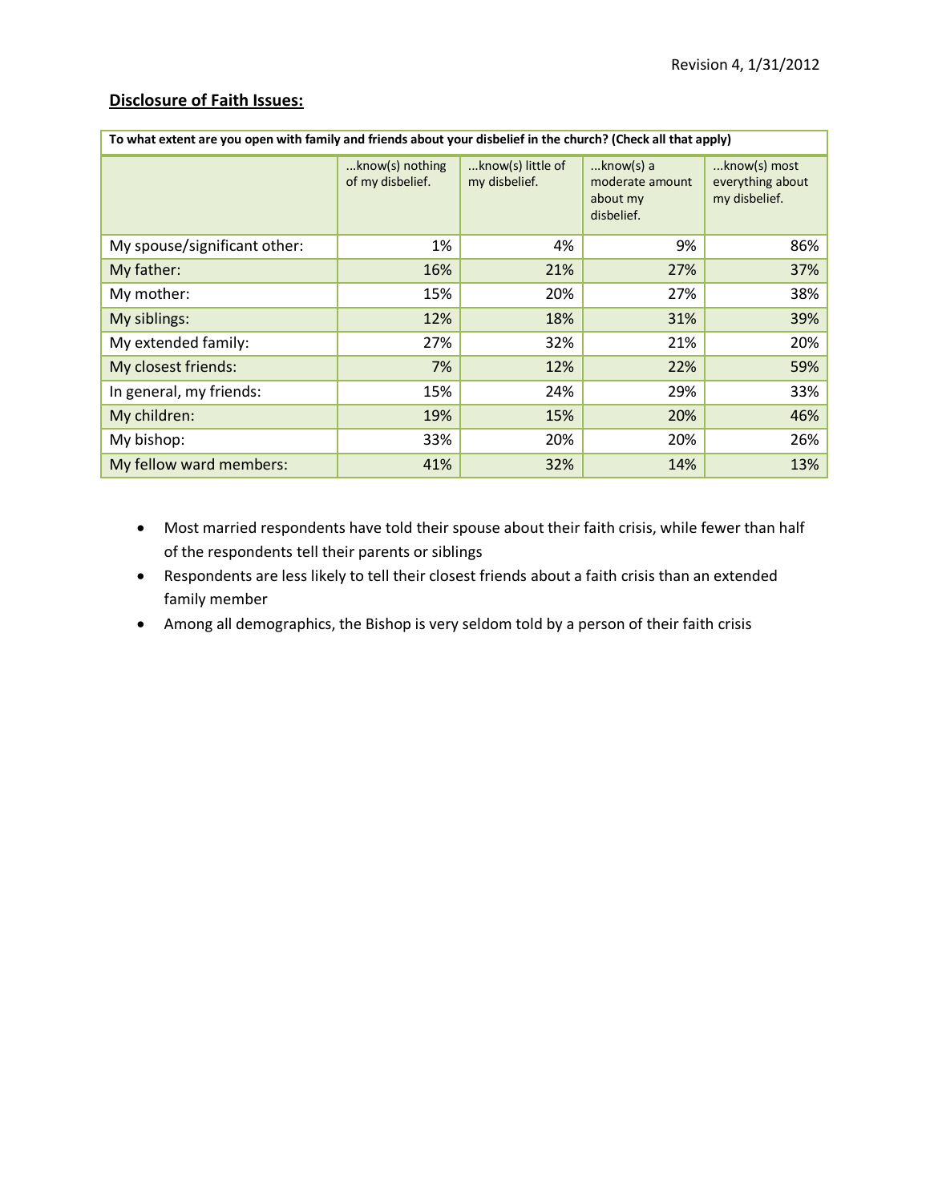Revision 4, 1/31/2012

**Disclosure of Faith Issues:**

| To what extent are you open with family and friends about your disbelief in the church? (Check all that apply) | | | | |
|---|---|---|---|---|
| | ...know(s) nothing of my disbelief. | ...know(s) little of my disbelief. | ...know(s) a moderate amount about my disbelief. | ...know(s) most everything about my disbelief. |
| My spouse/significant other: | 1% | 4% | 9% | 86% |
| My father: | 16% | 21% | 27% | 37% |
| My mother: | 15% | 20% | 27% | 38% |
| My siblings: | 12% | 18% | 31% | 39% |
| My extended family: | 27% | 32% | 21% | 20% |
| My closest friends: | 7% | 12% | 22% | 59% |
| In general, my friends: | 15% | 24% | 29% | 33% |
| My children: | 19% | 15% | 20% | 46% |
| My bishop: | 33% | 20% | 20% | 26% |
| My fellow ward members: | 41% | 32% | 14% | 13% |

- Most married respondents have told their spouse about their faith crisis, while fewer than half of the respondents tell their parents or siblings
- Respondents are less likely to tell their closest friends about a faith crisis than an extended family member
- Among all demographics, the Bishop is very seldom told by a person of their faith crisis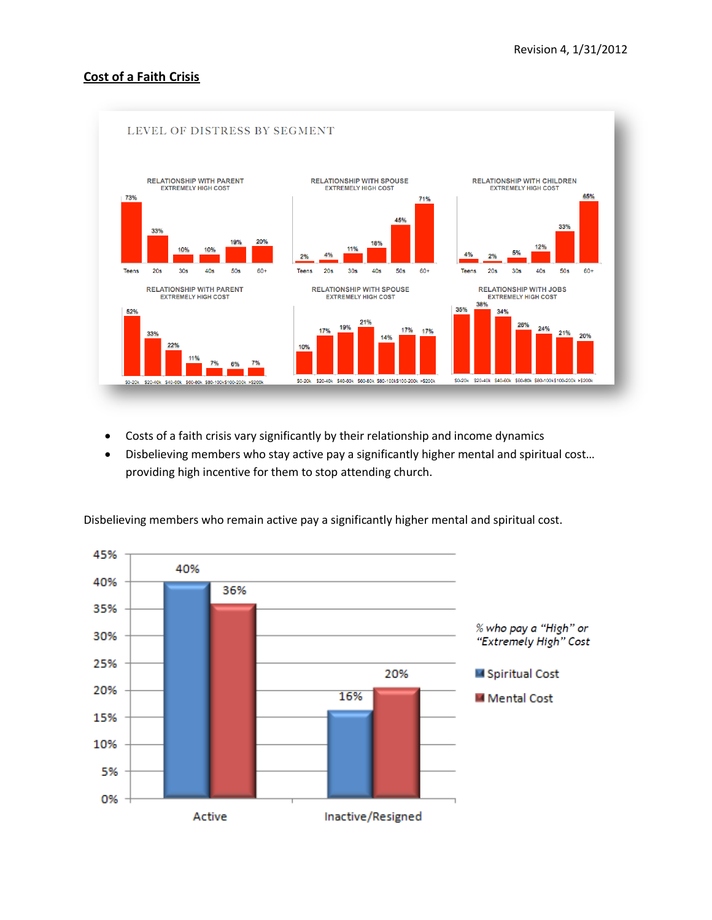## Cost of a Faith Crisis

LEVEL OF DISTRESS BY SEGMENT

RELATIONSHIP WITH PARENT
EXTREMELY HIGH COST

| Teens | 20s | 30s | 40s | 50s | 60+ |
|---|---|---|---|---|---|
| 73% | 33% | 10% | 10% | 19% | 20% |

RELATIONSHIP WITH SPOUSE
EXTREMELY HIGH COST

| Teens | 20s | 30s | 40s | 50s | 60+ |
|---|---|---|---|---|---|
| 2% | 4% | 11% | 16% | 45% | 71% |

RELATIONSHIP WITH CHILDREN
EXTREMELY HIGH COST

| Teens | 20s | 30s | 40s | 50s | 60+ |
|---|---|---|---|---|---|
| 4% | 2% | 5% | 12% | 33% | 65% |

RELATIONSHIP WITH PARENT
EXTREMELY HIGH COST

| $0-20k | $20-40k | $40-60k | $60-80k | $80-100k | $100-200k | >$200k |
|---|---|---|---|---|---|---|
| 52% | 33% | 22% | 11% | 7% | 6% | 7% |

RELATIONSHIP WITH SPOUSE
EXTREMELY HIGH COST

| $0-20k | $20-40k | $40-60k | $60-80k | $80-100k | $100-200k | >$200k |
|---|---|---|---|---|---|---|
| 10% | 17% | 19% | 21% | 14% | 17% | 17% |

RELATIONSHIP WITH JOBS
EXTREMELY HIGH COST

| $0-20k | $20-40k | $40-60k | $60-80k | $80-100k | $100-200k | >$200k |
|---|---|---|---|---|---|---|
| 35% | 38% | 34% | 26% | 24% | 21% | 20% |

- Costs of a faith crisis vary significantly by their relationship and income dynamics
- Disbelieving members who stay active pay a significantly higher mental and spiritual cost… providing high incentive for them to stop attending church.

Disbelieving members who remain active pay a significantly higher mental and spiritual cost.

*% who pay a "High" or "Extremely High" Cost*

| | Spiritual Cost | Mental Cost |
|---|---|---|
| Active | 40% | 36% |
| Inactive/Resigned | 16% | 20% |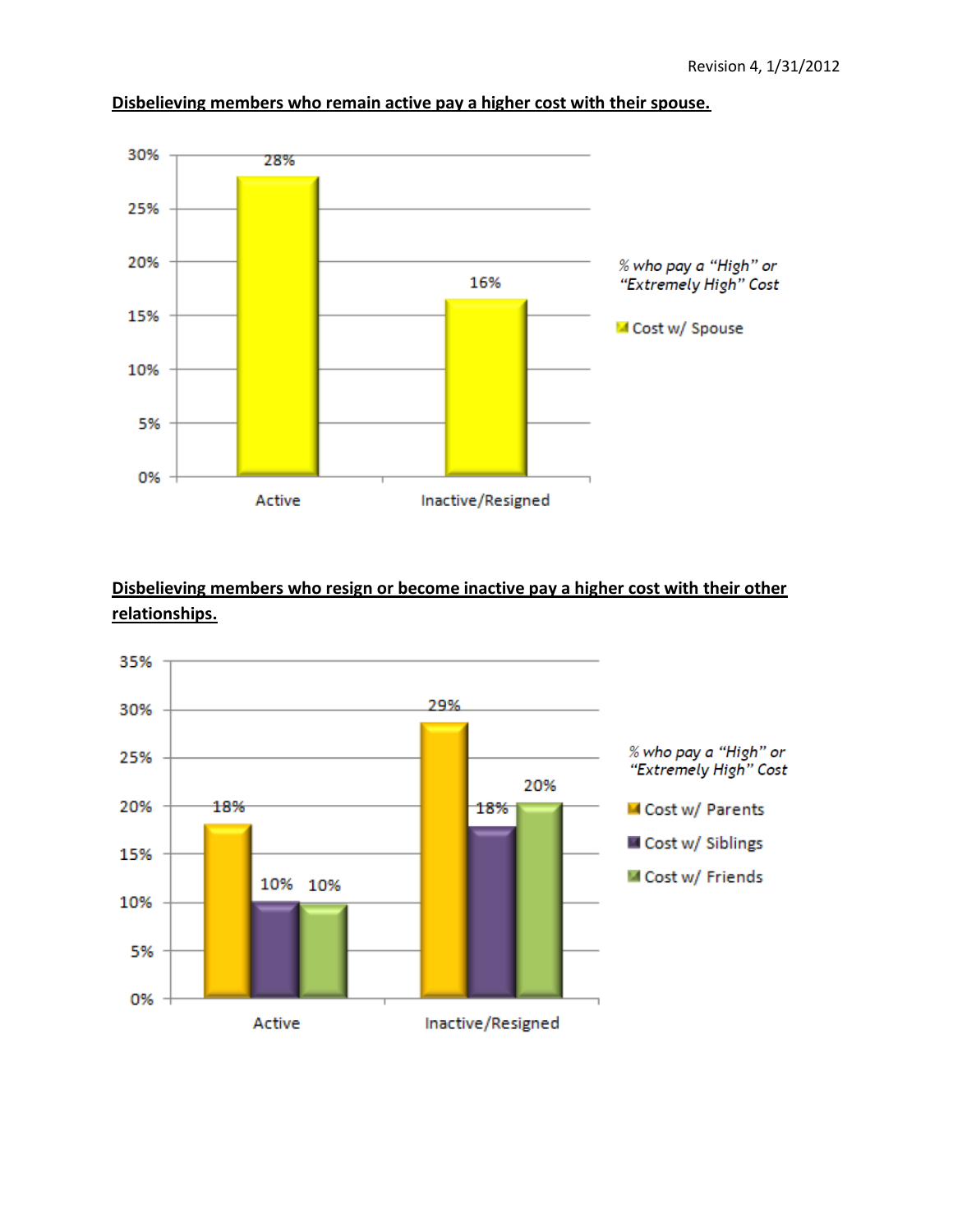**Disbelieving members who remain active pay a higher cost with their spouse.**

30%
25%
20%
15%
10%
5%
0%

28%
16%

Active
Inactive/Resigned

*% who pay a "High" or "Extremely High" Cost*

Cost w/ Spouse

**Disbelieving members who resign or become inactive pay a higher cost with their other relationships.**

35%
30%
25%
20%
15%
10%
5%
0%

18%
10%
10%
29%
18%
20%

Active
Inactive/Resigned

*% who pay a "High" or "Extremely High" Cost*

Cost w/ Parents
Cost w/ Siblings
Cost w/ Friends